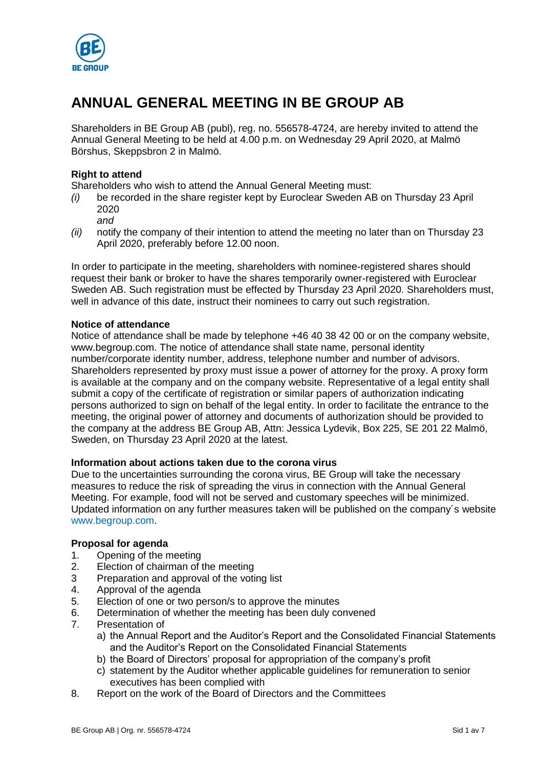# ANNUAL GENERAL MEETING IN BE GROUP AB

Shareholders in BE Group AB (publ), reg. no. 556578-4724, are hereby invited to attend the Annual General Meeting to be held at 4.00 p.m. on Wednesday 29 April 2020, at Malmö Börshus, Skeppsbron 2 in Malmö.

**Right to attend**
Shareholders who wish to attend the Annual General Meeting must:

*(i)* be recorded in the share register kept by Euroclear Sweden AB on Thursday 23 April 2020
*and*

*(ii)* notify the company of their intention to attend the meeting no later than on Thursday 23 April 2020, preferably before 12.00 noon.

In order to participate in the meeting, shareholders with nominee-registered shares should request their bank or broker to have the shares temporarily owner-registered with Euroclear Sweden AB. Such registration must be effected by Thursday 23 April 2020. Shareholders must, well in advance of this date, instruct their nominees to carry out such registration.

**Notice of attendance**
Notice of attendance shall be made by telephone +46 40 38 42 00 or on the company website, www.begroup.com. The notice of attendance shall state name, personal identity number/corporate identity number, address, telephone number and number of advisors. Shareholders represented by proxy must issue a power of attorney for the proxy. A proxy form is available at the company and on the company website. Representative of a legal entity shall submit a copy of the certificate of registration or similar papers of authorization indicating persons authorized to sign on behalf of the legal entity. In order to facilitate the entrance to the meeting, the original power of attorney and documents of authorization should be provided to the company at the address BE Group AB, Attn: Jessica Lydevik, Box 225, SE 201 22 Malmö, Sweden, on Thursday 23 April 2020 at the latest.

**Information about actions taken due to the corona virus**
Due to the uncertainties surrounding the corona virus, BE Group will take the necessary measures to reduce the risk of spreading the virus in connection with the Annual General Meeting. For example, food will not be served and customary speeches will be minimized. Updated information on any further measures taken will be published on the company´s website www.begroup.com.

**Proposal for agenda**

1. Opening of the meeting
2. Election of chairman of the meeting
3. Preparation and approval of the voting list
4. Approval of the agenda
5. Election of one or two person/s to approve the minutes
6. Determination of whether the meeting has been duly convened
7. Presentation of
   a) the Annual Report and the Auditor's Report and the Consolidated Financial Statements and the Auditor's Report on the Consolidated Financial Statements
   b) the Board of Directors' proposal for appropriation of the company's profit
   c) statement by the Auditor whether applicable guidelines for remuneration to senior executives has been complied with
8. Report on the work of the Board of Directors and the Committees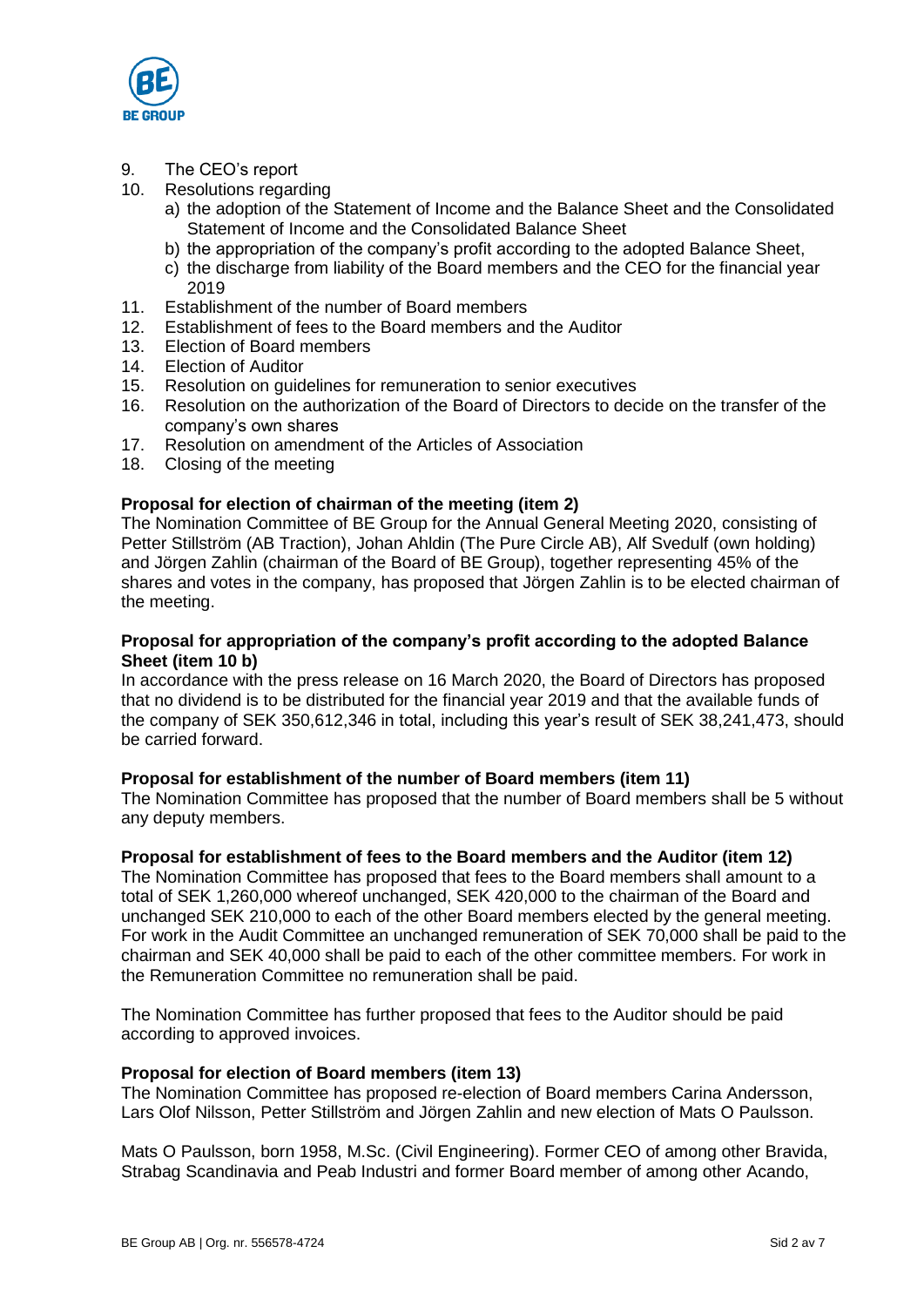9. The CEO's report
10. Resolutions regarding
    a) the adoption of the Statement of Income and the Balance Sheet and the Consolidated Statement of Income and the Consolidated Balance Sheet
    b) the appropriation of the company's profit according to the adopted Balance Sheet,
    c) the discharge from liability of the Board members and the CEO for the financial year 2019
11. Establishment of the number of Board members
12. Establishment of fees to the Board members and the Auditor
13. Election of Board members
14. Election of Auditor
15. Resolution on guidelines for remuneration to senior executives
16. Resolution on the authorization of the Board of Directors to decide on the transfer of the company's own shares
17. Resolution on amendment of the Articles of Association
18. Closing of the meeting

**Proposal for election of chairman of the meeting (item 2)**
The Nomination Committee of BE Group for the Annual General Meeting 2020, consisting of Petter Stillström (AB Traction), Johan Ahldin (The Pure Circle AB), Alf Svedulf (own holding) and Jörgen Zahlin (chairman of the Board of BE Group), together representing 45% of the shares and votes in the company, has proposed that Jörgen Zahlin is to be elected chairman of the meeting.

**Proposal for appropriation of the company's profit according to the adopted Balance Sheet (item 10 b)**
In accordance with the press release on 16 March 2020, the Board of Directors has proposed that no dividend is to be distributed for the financial year 2019 and that the available funds of the company of SEK 350,612,346 in total, including this year's result of SEK 38,241,473, should be carried forward.

**Proposal for establishment of the number of Board members (item 11)**
The Nomination Committee has proposed that the number of Board members shall be 5 without any deputy members.

**Proposal for establishment of fees to the Board members and the Auditor (item 12)**
The Nomination Committee has proposed that fees to the Board members shall amount to a total of SEK 1,260,000 whereof unchanged, SEK 420,000 to the chairman of the Board and unchanged SEK 210,000 to each of the other Board members elected by the general meeting. For work in the Audit Committee an unchanged remuneration of SEK 70,000 shall be paid to the chairman and SEK 40,000 shall be paid to each of the other committee members. For work in the Remuneration Committee no remuneration shall be paid.

The Nomination Committee has further proposed that fees to the Auditor should be paid according to approved invoices.

**Proposal for election of Board members (item 13)**
The Nomination Committee has proposed re-election of Board members Carina Andersson, Lars Olof Nilsson, Petter Stillström and Jörgen Zahlin and new election of Mats O Paulsson.

Mats O Paulsson, born 1958, M.Sc. (Civil Engineering). Former CEO of among other Bravida, Strabag Scandinavia and Peab Industri and former Board member of among other Acando,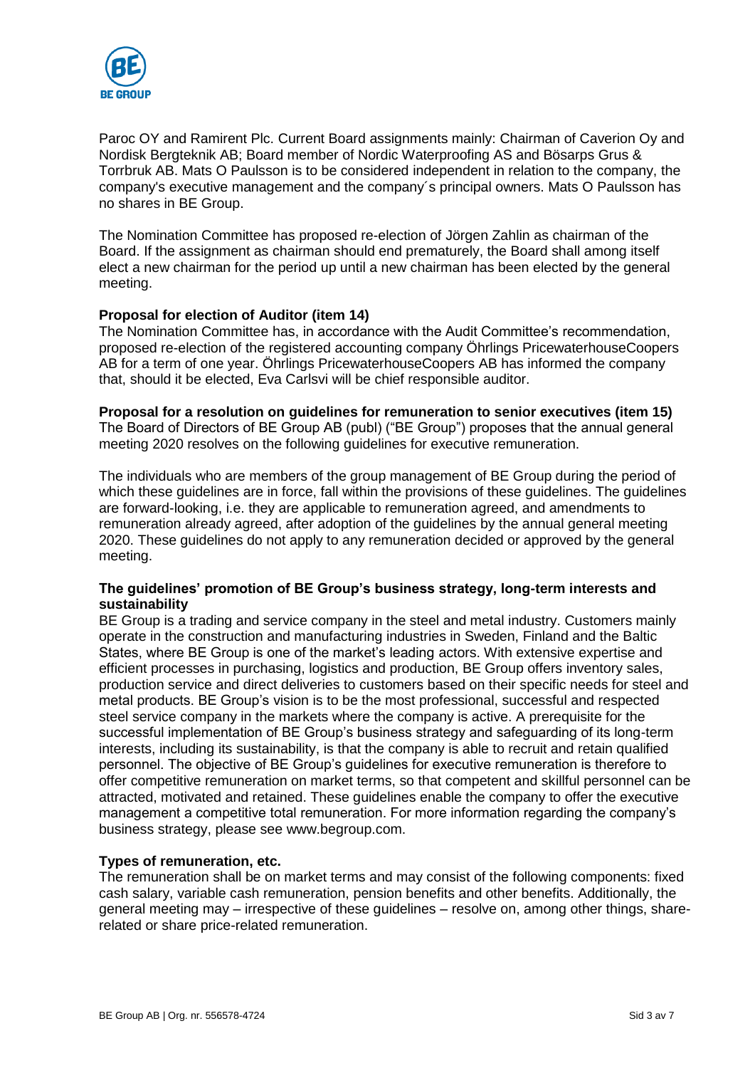Paroc OY and Ramirent Plc. Current Board assignments mainly: Chairman of Caverion Oy and Nordisk Bergteknik AB; Board member of Nordic Waterproofing AS and Bösarps Grus & Torrbruk AB. Mats O Paulsson is to be considered independent in relation to the company, the company's executive management and the company´s principal owners. Mats O Paulsson has no shares in BE Group.

The Nomination Committee has proposed re-election of Jörgen Zahlin as chairman of the Board. If the assignment as chairman should end prematurely, the Board shall among itself elect a new chairman for the period up until a new chairman has been elected by the general meeting.

**Proposal for election of Auditor (item 14)**

The Nomination Committee has, in accordance with the Audit Committee's recommendation, proposed re-election of the registered accounting company Öhrlings PricewaterhouseCoopers AB for a term of one year. Öhrlings PricewaterhouseCoopers AB has informed the company that, should it be elected, Eva Carlsvi will be chief responsible auditor.

**Proposal for a resolution on guidelines for remuneration to senior executives (item 15)**

The Board of Directors of BE Group AB (publ) ("BE Group") proposes that the annual general meeting 2020 resolves on the following guidelines for executive remuneration.

The individuals who are members of the group management of BE Group during the period of which these guidelines are in force, fall within the provisions of these guidelines. The guidelines are forward-looking, i.e. they are applicable to remuneration agreed, and amendments to remuneration already agreed, after adoption of the guidelines by the annual general meeting 2020. These guidelines do not apply to any remuneration decided or approved by the general meeting.

**The guidelines' promotion of BE Group's business strategy, long-term interests and sustainability**

BE Group is a trading and service company in the steel and metal industry. Customers mainly operate in the construction and manufacturing industries in Sweden, Finland and the Baltic States, where BE Group is one of the market's leading actors. With extensive expertise and efficient processes in purchasing, logistics and production, BE Group offers inventory sales, production service and direct deliveries to customers based on their specific needs for steel and metal products. BE Group's vision is to be the most professional, successful and respected steel service company in the markets where the company is active. A prerequisite for the successful implementation of BE Group's business strategy and safeguarding of its long-term interests, including its sustainability, is that the company is able to recruit and retain qualified personnel. The objective of BE Group's guidelines for executive remuneration is therefore to offer competitive remuneration on market terms, so that competent and skillful personnel can be attracted, motivated and retained. These guidelines enable the company to offer the executive management a competitive total remuneration. For more information regarding the company's business strategy, please see www.begroup.com.

**Types of remuneration, etc.**

The remuneration shall be on market terms and may consist of the following components: fixed cash salary, variable cash remuneration, pension benefits and other benefits. Additionally, the general meeting may – irrespective of these guidelines – resolve on, among other things, share-related or share price-related remuneration.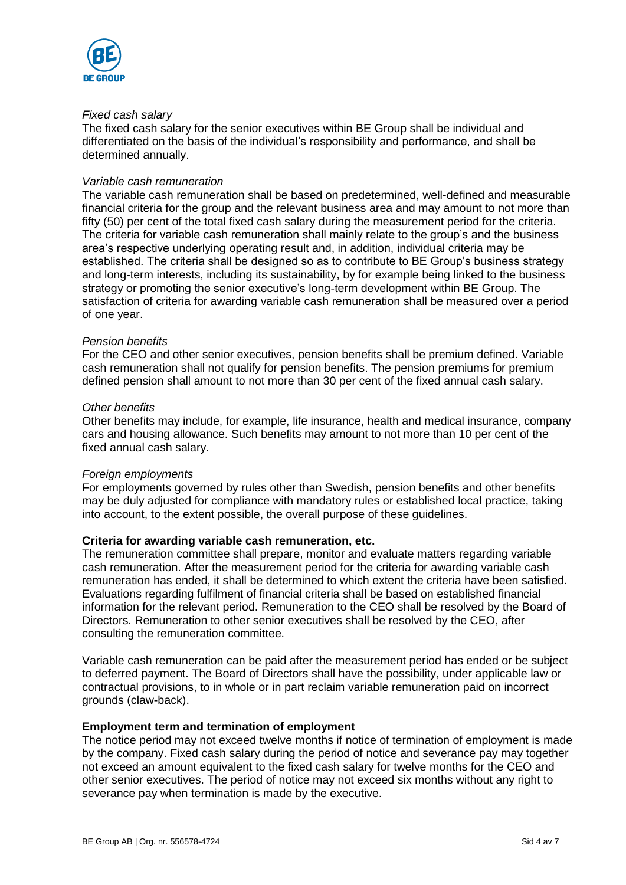*Fixed cash salary*

The fixed cash salary for the senior executives within BE Group shall be individual and differentiated on the basis of the individual's responsibility and performance, and shall be determined annually.

*Variable cash remuneration*

The variable cash remuneration shall be based on predetermined, well-defined and measurable financial criteria for the group and the relevant business area and may amount to not more than fifty (50) per cent of the total fixed cash salary during the measurement period for the criteria. The criteria for variable cash remuneration shall mainly relate to the group's and the business area's respective underlying operating result and, in addition, individual criteria may be established. The criteria shall be designed so as to contribute to BE Group's business strategy and long-term interests, including its sustainability, by for example being linked to the business strategy or promoting the senior executive's long-term development within BE Group. The satisfaction of criteria for awarding variable cash remuneration shall be measured over a period of one year.

*Pension benefits*

For the CEO and other senior executives, pension benefits shall be premium defined. Variable cash remuneration shall not qualify for pension benefits. The pension premiums for premium defined pension shall amount to not more than 30 per cent of the fixed annual cash salary.

*Other benefits*

Other benefits may include, for example, life insurance, health and medical insurance, company cars and housing allowance. Such benefits may amount to not more than 10 per cent of the fixed annual cash salary.

*Foreign employments*

For employments governed by rules other than Swedish, pension benefits and other benefits may be duly adjusted for compliance with mandatory rules or established local practice, taking into account, to the extent possible, the overall purpose of these guidelines.

**Criteria for awarding variable cash remuneration, etc.**

The remuneration committee shall prepare, monitor and evaluate matters regarding variable cash remuneration. After the measurement period for the criteria for awarding variable cash remuneration has ended, it shall be determined to which extent the criteria have been satisfied. Evaluations regarding fulfilment of financial criteria shall be based on established financial information for the relevant period. Remuneration to the CEO shall be resolved by the Board of Directors. Remuneration to other senior executives shall be resolved by the CEO, after consulting the remuneration committee.

Variable cash remuneration can be paid after the measurement period has ended or be subject to deferred payment. The Board of Directors shall have the possibility, under applicable law or contractual provisions, to in whole or in part reclaim variable remuneration paid on incorrect grounds (claw-back).

**Employment term and termination of employment**

The notice period may not exceed twelve months if notice of termination of employment is made by the company. Fixed cash salary during the period of notice and severance pay may together not exceed an amount equivalent to the fixed cash salary for twelve months for the CEO and other senior executives. The period of notice may not exceed six months without any right to severance pay when termination is made by the executive.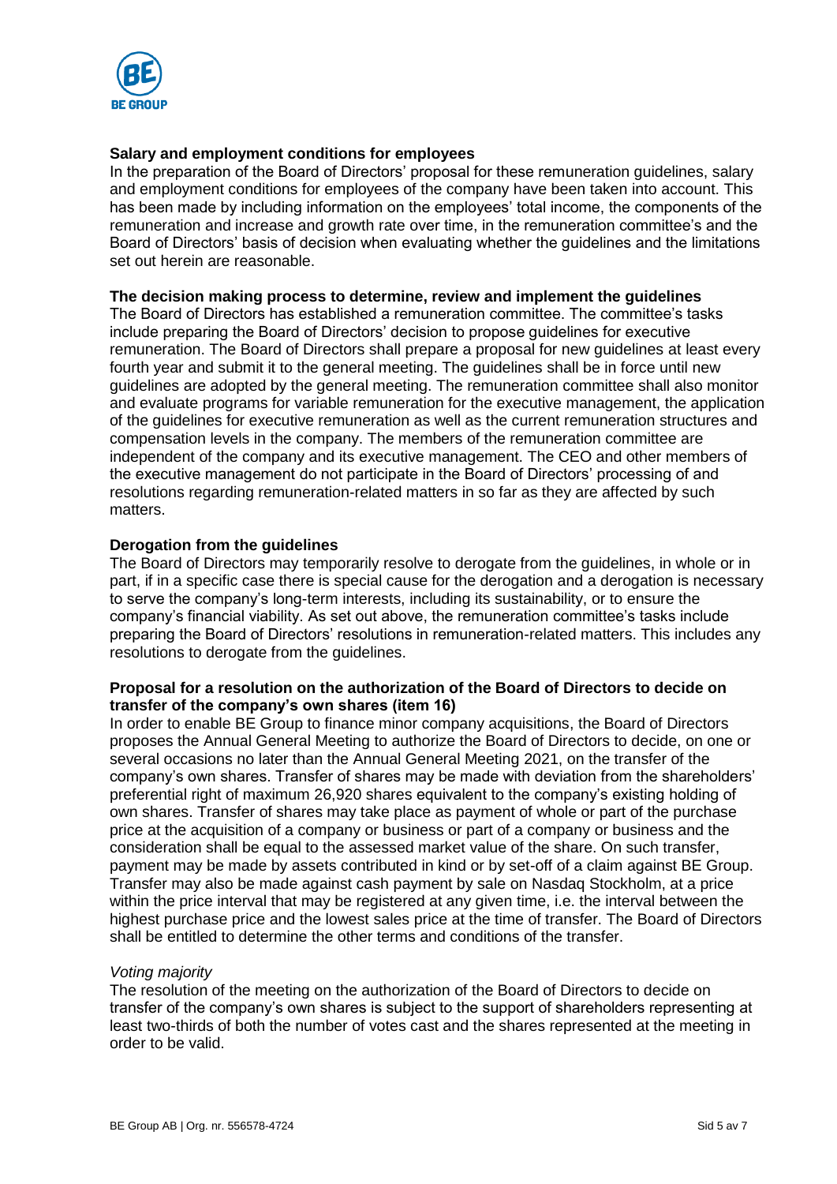**Salary and employment conditions for employees**

In the preparation of the Board of Directors' proposal for these remuneration guidelines, salary and employment conditions for employees of the company have been taken into account. This has been made by including information on the employees' total income, the components of the remuneration and increase and growth rate over time, in the remuneration committee's and the Board of Directors' basis of decision when evaluating whether the guidelines and the limitations set out herein are reasonable.

**The decision making process to determine, review and implement the guidelines**

The Board of Directors has established a remuneration committee. The committee's tasks include preparing the Board of Directors' decision to propose guidelines for executive remuneration. The Board of Directors shall prepare a proposal for new guidelines at least every fourth year and submit it to the general meeting. The guidelines shall be in force until new guidelines are adopted by the general meeting. The remuneration committee shall also monitor and evaluate programs for variable remuneration for the executive management, the application of the guidelines for executive remuneration as well as the current remuneration structures and compensation levels in the company. The members of the remuneration committee are independent of the company and its executive management. The CEO and other members of the executive management do not participate in the Board of Directors' processing of and resolutions regarding remuneration-related matters in so far as they are affected by such matters.

**Derogation from the guidelines**

The Board of Directors may temporarily resolve to derogate from the guidelines, in whole or in part, if in a specific case there is special cause for the derogation and a derogation is necessary to serve the company's long-term interests, including its sustainability, or to ensure the company's financial viability. As set out above, the remuneration committee's tasks include preparing the Board of Directors' resolutions in remuneration-related matters. This includes any resolutions to derogate from the guidelines.

**Proposal for a resolution on the authorization of the Board of Directors to decide on transfer of the company's own shares (item 16)**

In order to enable BE Group to finance minor company acquisitions, the Board of Directors proposes the Annual General Meeting to authorize the Board of Directors to decide, on one or several occasions no later than the Annual General Meeting 2021, on the transfer of the company's own shares. Transfer of shares may be made with deviation from the shareholders' preferential right of maximum 26,920 shares equivalent to the company's existing holding of own shares. Transfer of shares may take place as payment of whole or part of the purchase price at the acquisition of a company or business or part of a company or business and the consideration shall be equal to the assessed market value of the share. On such transfer, payment may be made by assets contributed in kind or by set-off of a claim against BE Group. Transfer may also be made against cash payment by sale on Nasdaq Stockholm, at a price within the price interval that may be registered at any given time, i.e. the interval between the highest purchase price and the lowest sales price at the time of transfer. The Board of Directors shall be entitled to determine the other terms and conditions of the transfer.

*Voting majority*

The resolution of the meeting on the authorization of the Board of Directors to decide on transfer of the company's own shares is subject to the support of shareholders representing at least two-thirds of both the number of votes cast and the shares represented at the meeting in order to be valid.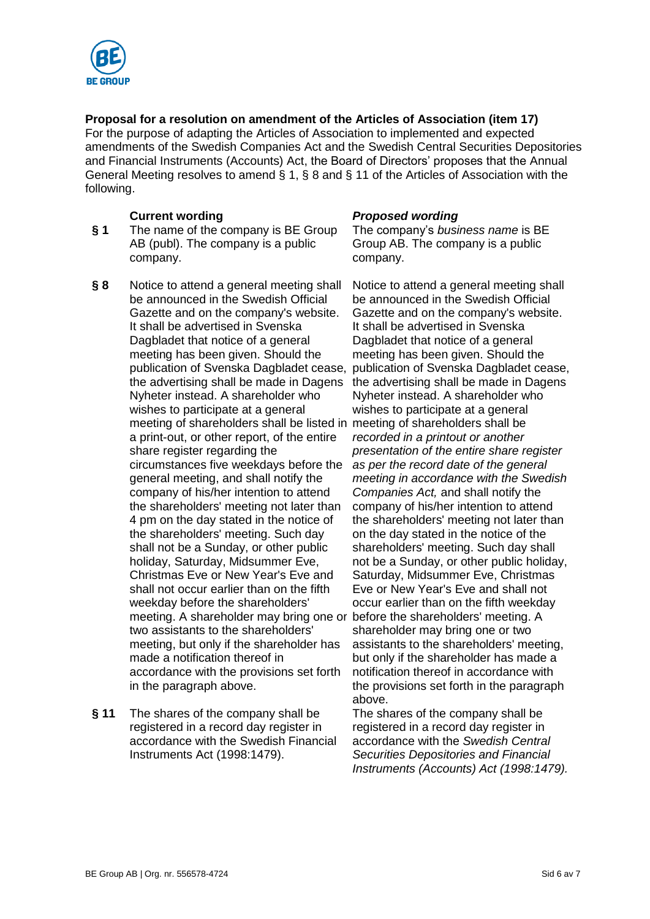**Proposal for a resolution on amendment of the Articles of Association (item 17)**

For the purpose of adapting the Articles of Association to implemented and expected amendments of the Swedish Companies Act and the Swedish Central Securities Depositories and Financial Instruments (Accounts) Act, the Board of Directors' proposes that the Annual General Meeting resolves to amend § 1, § 8 and § 11 of the Articles of Association with the following.

| | **Current wording** | ***Proposed wording*** |
|---|---|---|
| **§ 1** | The name of the company is BE Group AB (publ). The company is a public company. | The company's *business name* is BE Group AB. The company is a public company. |
| **§ 8** | Notice to attend a general meeting shall be announced in the Swedish Official Gazette and on the company's website. It shall be advertised in Svenska Dagbladet that notice of a general meeting has been given. Should the publication of Svenska Dagbladet cease, the advertising shall be made in Dagens Nyheter instead. A shareholder who wishes to participate at a general meeting of shareholders shall be listed in a print-out, or other report, of the entire share register regarding the circumstances five weekdays before the general meeting, and shall notify the company of his/her intention to attend the shareholders' meeting not later than 4 pm on the day stated in the notice of the shareholders' meeting. Such day shall not be a Sunday, or other public holiday, Saturday, Midsummer Eve, Christmas Eve or New Year's Eve and shall not occur earlier than on the fifth weekday before the shareholders' meeting. A shareholder may bring one or two assistants to the shareholders' meeting, but only if the shareholder has made a notification thereof in accordance with the provisions set forth in the paragraph above. | Notice to attend a general meeting shall be announced in the Swedish Official Gazette and on the company's website. It shall be advertised in Svenska Dagbladet that notice of a general meeting has been given. Should the publication of Svenska Dagbladet cease, the advertising shall be made in Dagens Nyheter instead. A shareholder who wishes to participate at a general meeting of shareholders shall be *recorded in a printout or another presentation of the entire share register as per the record date of the general meeting in accordance with the Swedish Companies Act,* and shall notify the company of his/her intention to attend the shareholders' meeting not later than on the day stated in the notice of the shareholders' meeting. Such day shall not be a Sunday, or other public holiday, Saturday, Midsummer Eve, Christmas Eve or New Year's Eve and shall not occur earlier than on the fifth weekday before the shareholders' meeting. A shareholder may bring one or two assistants to the shareholders' meeting, but only if the shareholder has made a notification thereof in accordance with the provisions set forth in the paragraph above. |
| **§ 11** | The shares of the company shall be registered in a record day register in accordance with the Swedish Financial Instruments Act (1998:1479). | The shares of the company shall be registered in a record day register in accordance with the *Swedish Central Securities Depositories and Financial Instruments (Accounts) Act (1998:1479).* |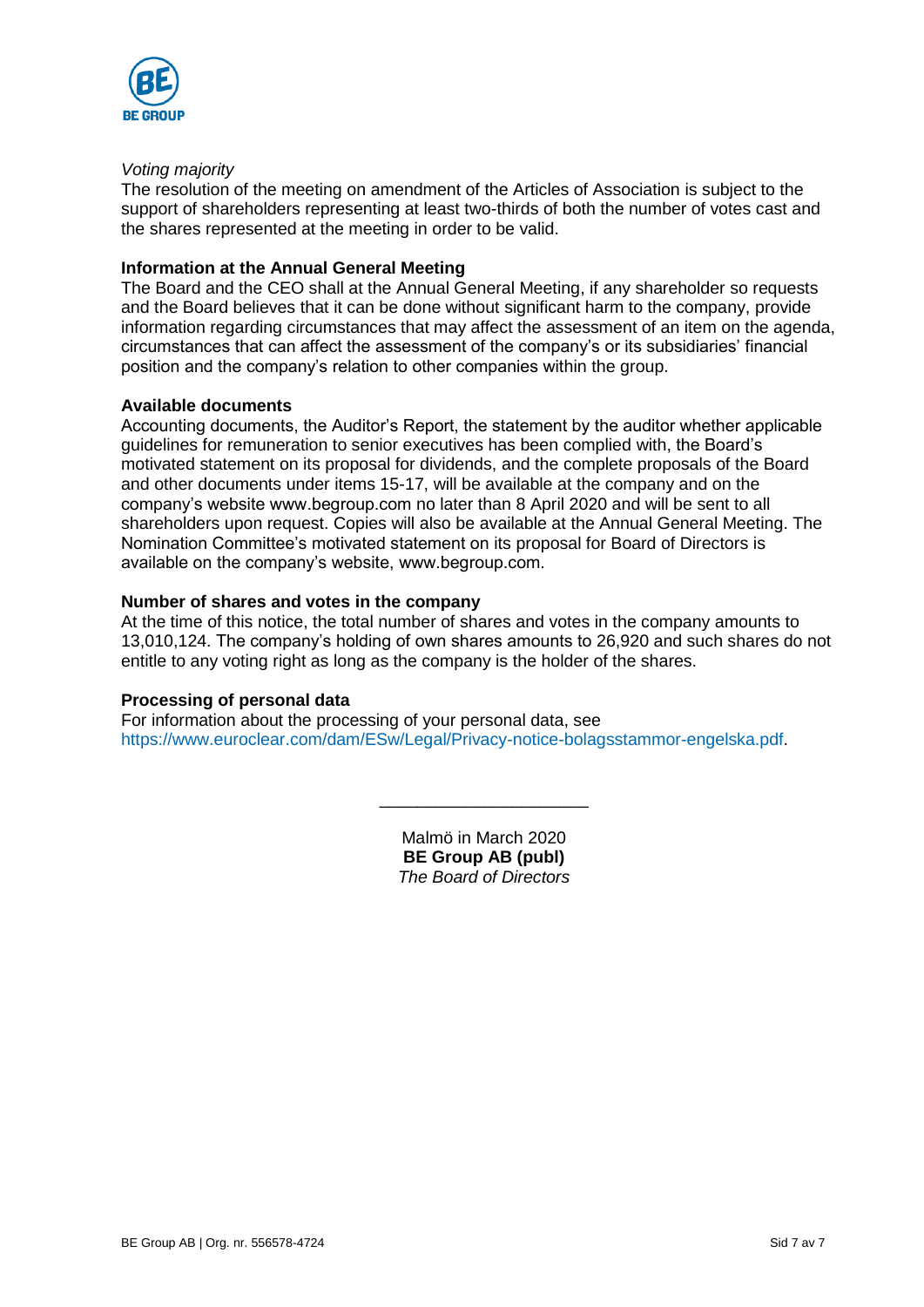*Voting majority*

The resolution of the meeting on amendment of the Articles of Association is subject to the support of shareholders representing at least two-thirds of both the number of votes cast and the shares represented at the meeting in order to be valid.

**Information at the Annual General Meeting**

The Board and the CEO shall at the Annual General Meeting, if any shareholder so requests and the Board believes that it can be done without significant harm to the company, provide information regarding circumstances that may affect the assessment of an item on the agenda, circumstances that can affect the assessment of the company's or its subsidiaries' financial position and the company's relation to other companies within the group.

**Available documents**

Accounting documents, the Auditor's Report, the statement by the auditor whether applicable guidelines for remuneration to senior executives has been complied with, the Board's motivated statement on its proposal for dividends, and the complete proposals of the Board and other documents under items 15-17, will be available at the company and on the company's website www.begroup.com no later than 8 April 2020 and will be sent to all shareholders upon request. Copies will also be available at the Annual General Meeting. The Nomination Committee's motivated statement on its proposal for Board of Directors is available on the company's website, www.begroup.com.

**Number of shares and votes in the company**

At the time of this notice, the total number of shares and votes in the company amounts to 13,010,124. The company's holding of own shares amounts to 26,920 and such shares do not entitle to any voting right as long as the company is the holder of the shares.

**Processing of personal data**

For information about the processing of your personal data, see https://www.euroclear.com/dam/ESw/Legal/Privacy-notice-bolagsstammor-engelska.pdf.

______________________

Malmö in March 2020

**BE Group AB (publ)**

*The Board of Directors*